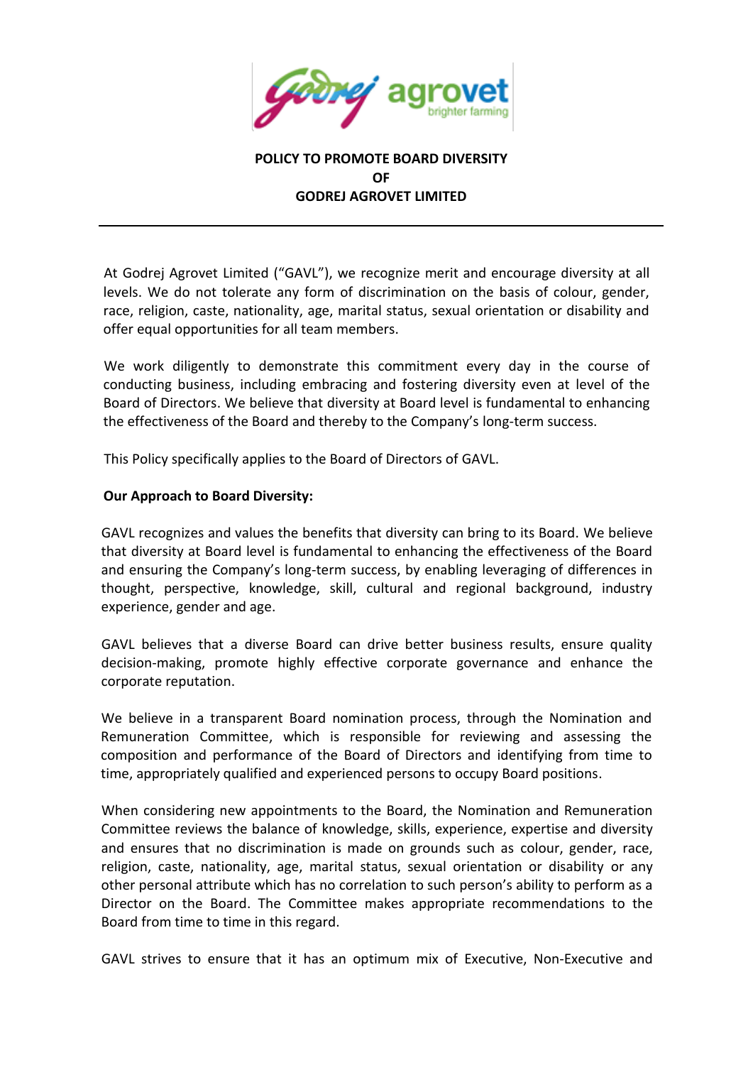# POLICY TO PROMOTE BOARD DIVERSITY OF GODREJ AGROVET LIMITED

At Godrej Agrovet Limited ("GAVL"), we recognize merit and encourage diversity at all levels. We do not tolerate any form of discrimination on the basis of colour, gender, race, religion, caste, nationality, age, marital status, sexual orientation or disability and offer equal opportunities for all team members.

We work diligently to demonstrate this commitment every day in the course of conducting business, including embracing and fostering diversity even at level of the Board of Directors. We believe that diversity at Board level is fundamental to enhancing the effectiveness of the Board and thereby to the Company's long-term success.

This Policy specifically applies to the Board of Directors of GAVL.

**Our Approach to Board Diversity:**

GAVL recognizes and values the benefits that diversity can bring to its Board. We believe that diversity at Board level is fundamental to enhancing the effectiveness of the Board and ensuring the Company's long-term success, by enabling leveraging of differences in thought, perspective, knowledge, skill, cultural and regional background, industry experience, gender and age.

GAVL believes that a diverse Board can drive better business results, ensure quality decision-making, promote highly effective corporate governance and enhance the corporate reputation.

We believe in a transparent Board nomination process, through the Nomination and Remuneration Committee, which is responsible for reviewing and assessing the composition and performance of the Board of Directors and identifying from time to time, appropriately qualified and experienced persons to occupy Board positions.

When considering new appointments to the Board, the Nomination and Remuneration Committee reviews the balance of knowledge, skills, experience, expertise and diversity and ensures that no discrimination is made on grounds such as colour, gender, race, religion, caste, nationality, age, marital status, sexual orientation or disability or any other personal attribute which has no correlation to such person's ability to perform as a Director on the Board. The Committee makes appropriate recommendations to the Board from time to time in this regard.

GAVL strives to ensure that it has an optimum mix of Executive, Non-Executive and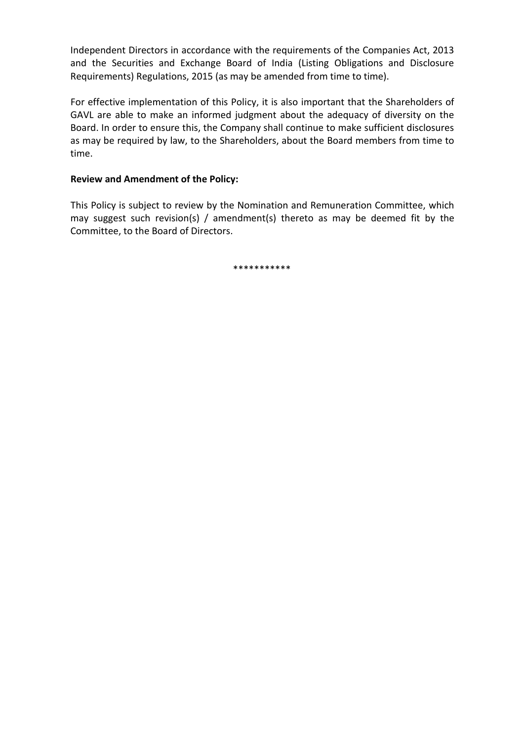Independent Directors in accordance with the requirements of the Companies Act, 2013 and the Securities and Exchange Board of India (Listing Obligations and Disclosure Requirements) Regulations, 2015 (as may be amended from time to time).

For effective implementation of this Policy, it is also important that the Shareholders of GAVL are able to make an informed judgment about the adequacy of diversity on the Board. In order to ensure this, the Company shall continue to make sufficient disclosures as may be required by law, to the Shareholders, about the Board members from time to time.

**Review and Amendment of the Policy:**

This Policy is subject to review by the Nomination and Remuneration Committee, which may suggest such revision(s) / amendment(s) thereto as may be deemed fit by the Committee, to the Board of Directors.

***********